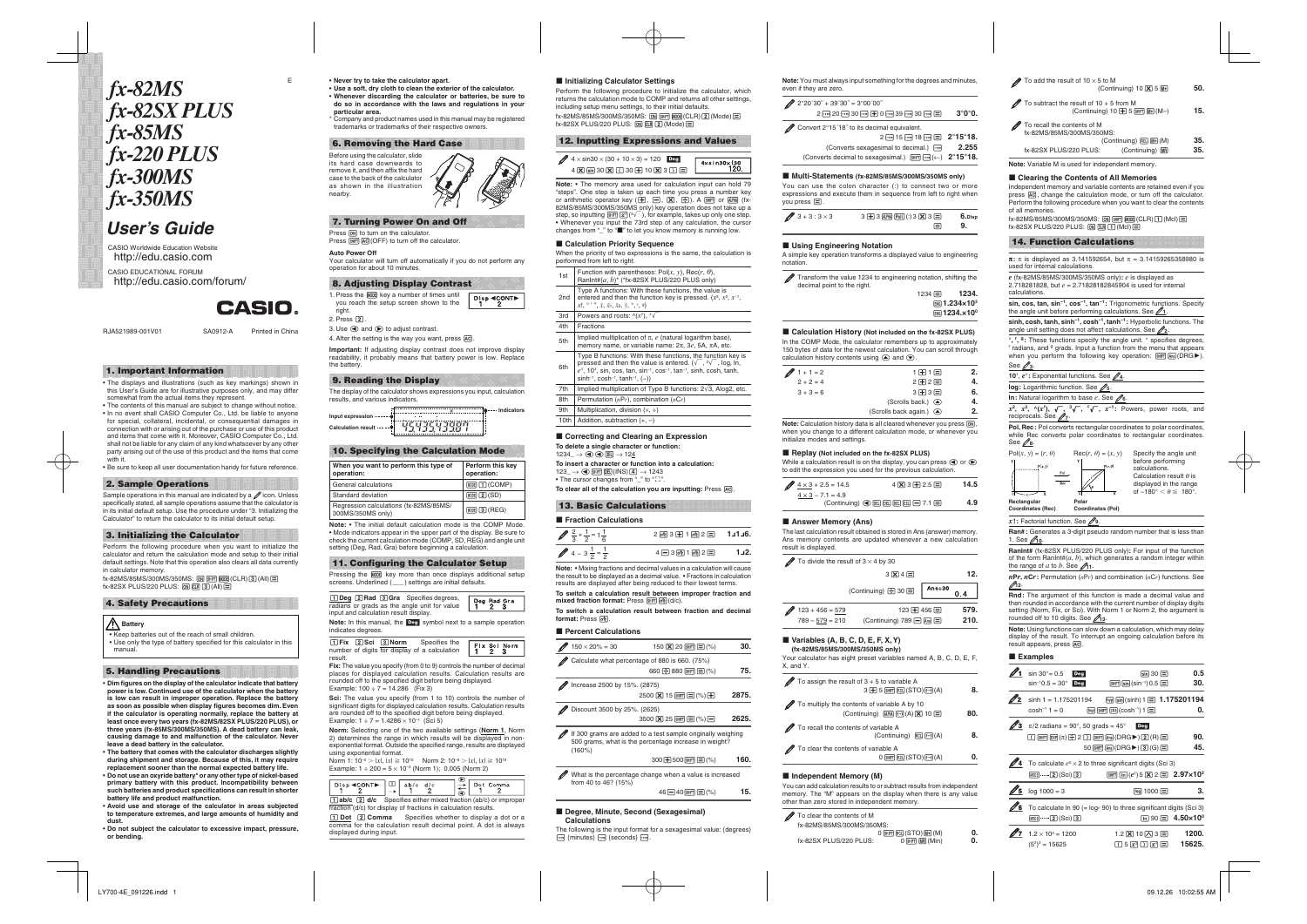# fx-82MS
# fx-82SX PLUS
# fx-85MS
# fx-220 PLUS
# fx-300MS
# fx-350MS

E

## User's Guide

CASIO Worldwide Education Website
http://edu.casio.com

CASIO EDUCATIONAL FORUM
http://edu.casio.com/forum/

CASIO.

RJA521989-001V01 SA0912-A Printed in China

## 1. Important Information

- The displays and illustrations (such as key markings) shown in this User's Guide are for illustrative purposes only, and may differ somewhat from the actual items they represent.
- The contents of this manual are subject to change without notice.
- In no event shall CASIO Computer Co., Ltd. be liable to anyone for special, collateral, incidental, or consequential damages in connection with or arising out of the purchase or use of this product and items that come with it. Moreover, CASIO Computer Co., Ltd. shall not be liable for any claim of any kind whatsoever by any other party arising out of the use of this product and the items that come with it.
- Be sure to keep all user documentation handy for future reference.

## 2. Sample Operations

Sample operations in this manual are indicated by a ✎ icon. Unless specifically stated, all sample operations assume that the calculator is in its initial default setup. Use the procedure under "3. Initializing the Calculator" to return the calculator to its initial default setup.

## 3. Initializing the Calculator

Perform the following procedure when you want to initialize the calculator and return the calculation mode and setup to their initial default settings. Note that this procedure also clears all data currently in calculator memory.

fx-82MS/85MS/300MS/350MS: ON SHIFT MODE (CLR) 3 (All) =
fx-82SX PLUS/220 PLUS: ON CLR 3 (All) =

## 4. Safety Precautions

**Battery**

- Keep batteries out of the reach of small children.
- Use only the type of battery specified for this calculator in this manual.

## 5. Handling Precautions

- **Dim figures on the display of the calculator indicate that battery power is low. Continued use of the calculator when the battery is low can result in improper operation. Replace the battery as soon as possible when display figures become dim. Even if the calculator is operating normally, replace the battery at least once every two years (fx-82MS/82SX PLUS/220 PLUS), or three years (fx-85MS/300MS/350MS). A dead battery can leak, causing damage to and malfunction of the calculator. Never leave a dead battery in the calculator.**
- **The battery that comes with the calculator discharges slightly during shipment and storage. Because of this, it may require replacement sooner than the normal expected battery life.**
- **Do not use an oxyride battery\* or any other type of nickel-based primary battery with this product. Incompatibility between such batteries and product specifications can result in shorter battery life and product malfunction.**
- **Avoid use and storage of the calculator in areas subjected to temperature extremes, and large amounts of humidity and dust.**
- **Do not subject the calculator to excessive impact, pressure, or bending.**
- **Never try to take the calculator apart.**
- **Use a soft, dry cloth to clean the exterior of the calculator.**
- **Whenever discarding the calculator or batteries, be sure to do so in accordance with the laws and regulations in your particular area.**

\* Company and product names used in this manual may be registered trademarks or trademarks of their respective owners.

## 6. Removing the Hard Case

Before using the calculator, slide its hard case downwards to remove it, and then affix the hard case to the back of the calculator as shown in the illustration nearby.

## 7. Turning Power On and Off

Press ON to turn on the calculator.
Press SHIFT AC (OFF) to turn off the calculator.

**Auto Power Off**

Your calculator will turn off automatically if you do not perform any operation for about 10 minutes.

## 8. Adjusting Display Contrast

1. Press the MODE key a number of times until you reach the setup screen shown to the right. (Disp ◄CONT► 1 2)
2. Press 2.
3. Use ◄ and ► to adjust contrast.
4. After the setting is the way you want, press AC.

**Important:** If adjusting display contrast does not improve display readability, it probably means that battery power is low. Replace the battery.

## 9. Reading the Display

The display of the calculator shows expressions you input, calculation results, and various indicators.

Input expression / Calculation result / Indicators — 4543543387

## 10. Specifying the Calculation Mode

| When you want to perform this type of operation: | Perform this key operation: |
|---|---|
| General calculations | MODE 1 (COMP) |
| Standard deviation | MODE 2 (SD) |
| Regression calculations (fx-82MS/85MS/300MS/350MS only) | MODE 3 (REG) |

**Note:** • The initial default calculation mode is the COMP Mode. • Mode indicators appear in the upper part of the display. Be sure to check the current calculation mode (COMP, SD, REG) and angle unit setting (Deg, Rad, Gra) before beginning a calculation.

## 11. Configuring the Calculator Setup

Pressing the MODE key more than once displays additional setup screens. Underlined (\_\_\_) settings are initial defaults.

1 Deg 2 Rad 3 Gra Specifies degrees, radians or grads as the angle unit for value input and calculation result display.

**Note:** In this manual, the Deg symbol next to a sample operation indicates degrees.

1 Fix 2 Sci 3 Norm Specifies the number of digits for display of a calculation result.

**Fix:** The value you specify (from 0 to 9) controls the number of decimal places for displayed calculation results. Calculation results are rounded off to the specified digit before being displayed.
Example: $100 \div 7 = 14.286$ (Fix 3)

**Sci:** The value you specify (from 1 to 10) controls the number of significant digits for displayed calculation results. Calculation results are rounded off to the specified digit before being displayed.
Example: $1 \div 7 = 1.4286 \times 10^{-1}$ (Sci 5)

**Norm:** Selecting one of the two available settings (Norm 1, Norm 2) determines the range in which results will be displayed in non-exponential format. Outside the specified range, results are displayed using exponential format.
Norm 1: $10^{-2} > |x|, |x| \geqq 10^{10}$ Norm 2: $10^{-9} > |x|, |x| \geqq 10^{10}$
Example: $1 \div 200 = 5 \times 10^{-3}$ (Norm 1); 0.005 (Norm 2)

1 ab/c 2 d/c Specifies either mixed fraction (ab/c) or improper fraction (d/c) for display of fractions in calculation results.

1 Dot 2 Comma Specifies whether to display a dot or a comma for the calculation result decimal point. A dot is always displayed during input.

■ **Initializing Calculator Settings**

Perform the following procedure to initialize the calculator, which returns the calculation mode to COMP and returns all other settings, including setup menu settings, to their initial defaults.
fx-82MS/85MS/300MS/350MS: ON SHIFT MODE (CLR) 2 (Mode) =
fx-82SX PLUS/220 PLUS: ON CLR 2 (Mode) =

## 12. Inputting Expressions and Values

✎ $4 \times \sin 30 \times (30 + 10 \times 3) = 120$ Deg
4 × sin 30 × ( 30 + 10 × 3 ) = **120.**

**Note:** • The memory area used for calculation input can hold 79 "steps". One step is taken up each time you press a number key or arithmetic operator key (+, −, ×, ÷). A SHIFT or ALPHA (fx-82MS/85MS/300MS/350MS only) key operation does not take up a step, so inputting SHIFT $\sqrt[x]{}$, for example, takes up only one step. • Whenever you input the 73rd step of any calculation, the cursor changes from "\_" to "■" to let you know memory is running low.

■ **Calculation Priority Sequence**

When the priority of two expressions is the same, the calculation is performed from left to right.

| | |
|---|---|
| 1st | Function with parentheses: Pol($x$, $y$), Rec($r$, $\theta$), RanInt#($a$, $b$)\* (\*fx-82SX PLUS/220 PLUS only) |
| 2nd | Type A functions: With these functions, the value is entered and then the function key is pressed. ($x^2$, $x^3$, $x^{-1}$, $x!$, ° ′ ″, $\bar{x}$, $\hat{x}_1$, $\hat{x}_2$, $\hat{y}$, °, r, g) |
| 3rd | Powers and roots: ^($x^y$), $\sqrt[x]{}$ |
| 4th | Fractions |
| 5th | Implied multiplication of $\pi$, $e$ (natural logarithm base), memory name, or variable name: 2$\pi$, 3$e$, 5A, $\pi$A, etc. |
| 6th | Type B functions: With these functions, the function key is pressed and then the value is entered. ($\sqrt{}$, $\sqrt[3]{}$, log, ln, $e^x$, $10^x$, sin, cos, tan, $\sin^{-1}$, $\cos^{-1}$, $\tan^{-1}$, sinh, cosh, tanh, $\sinh^{-1}$, $\cosh^{-1}$, $\tanh^{-1}$, (−)) |
| 7th | Implied multiplication of Type B functions: 2$\sqrt{3}$, Alog2, etc. |
| 8th | Permutation ($n$P$r$), combination ($n$C$r$) |
| 9th | Multiplication, division (×, ÷) |
| 10th | Addition, subtraction (+, −) |

■ **Correcting and Clearing an Expression**

**To delete a single character or function:**
123\_ → ◄ ◄ DEL → 124

**To insert a character or function into a calculation:**
123\_ → ◄ SHIFT DEL (INS) 4 → 1243
• The cursor changes from "\_" to "[ ]".

**To clear all of the calculation you are inputting:** Press AC.

## 13. Basic Calculations

■ **Fraction Calculations**

✎ $\frac{2}{3} + \frac{1}{2} = 1\frac{1}{6}$ 2 a b/c 3 + 1 a b/c 2 = **1⌟1⌟6.**

✎ $4 - 3\frac{1}{2} = \frac{1}{2}$ 4 − 3 a b/c 1 a b/c 2 = **1⌟2.**

**Note:** • Mixing fractions and decimal values in a calculation will cause the result to be displayed as a decimal value. • Fractions in calculation results are displayed after being reduced to their lowest terms.

**To switch a calculation result between improper fraction and mixed fraction format:** Press SHIFT a b/c (d/c).

**To switch a calculation result between fraction and decimal format:** Press a b/c.

■ **Percent Calculations**

✎ 150 × 20% = 30 150 × 20 SHIFT ( (%) **30.**

✎ Calculate what percentage of 880 is 660. (75%)
660 ÷ 880 SHIFT ( (%) **75.**

✎ Increase 2500 by 15%. (2875)
2500 × 15 SHIFT ( (%) + **2875.**

✎ Discount 3500 by 25%. (2625)
3500 × 25 SHIFT ( (%) − **2625.**

✎ If 300 grams are added to a test sample originally weighing 500 grams, what is the percentage increase in weight? (160%)
300 + 500 SHIFT ( (%) **160.**

✎ What is the percentage change when a value is increased from 40 to 46? (15%)
46 − 40 SHIFT ( (%) **15.**

■ **Degree, Minute, Second (Sexagesimal) Calculations**

The following is the input format for a sexagesimal value: {degrees} °′″ {minutes} °′″ {seconds} °′″.

**Note:** You must always input something for the degrees and minutes, even if they are zero.

✎ 2°20´30˝ + 39´30˝ = 3°00´00˝
2 °′″ 20 °′″ 30 °′″ + 0 °′″ 39 °′″ 30 °′″ = **3°0°0.**

✎ Convert 2°15´18˝ to its decimal equivalent.
2 °′″ 15 °′″ 18 °′″ = **2°15°18.**
(Converts sexagesimal to decimal.) °′″ **2.255**
(Converts decimal to sexagesimal.) SHIFT °′″ (←) **2°15°18.**

■ **Multi-Statements (fx-82MS/85MS/300MS/350MS only)**

You can use the colon character (:) to connect two or more expressions and execute them in sequence from left to right when you press =.

✎ 3 + 3 : 3 × 3 3 + 3 ALPHA ∫dx ( : ) 3 × 3 = **6.**Disp
= **9.**

■ **Using Engineering Notation**

A simple key operation transforms a displayed value to engineering notation.

✎ Transform the value 1234 to engineering notation, shifting the decimal point to the right.
1234 = **1234.**
ENG **1.234×10³**
ENG **1234.×10⁰**

■ **Calculation History (Not included on the fx-82SX PLUS)**

In the COMP Mode, the calculator remembers up to approximately 150 bytes of data for the newest calculation. You can scroll through calculation history contents using ▲ and ▼.

✎
1 + 1 = 2 1 + 1 = **2.**
2 + 2 = 4 2 + 2 = **4.**
3 + 3 = 6 3 + 3 = **6.**
(Scrolls back.) ▲ **4.**
(Scrolls back again.) ▲ **2.**

**Note:** Calculation history data is all cleared whenever you press ON, when you change to a different calculation mode, or whenever you initialize modes and settings.

■ **Replay (Not included on the fx-82SX PLUS)**

While a calculation result is on the display, you can press ◄ or ► to edit the expression you used for the previous calculation.

✎ 4 × 3 + 2.5 = 14.5 4 × 3 + 2.5 = **14.5**
4 × 3 − 7.1 = 4.9 (Continuing) ◄ DEL DEL DEL DEL − 7.1 = **4.9**

■ **Answer Memory (Ans)**

The last calculation result obtained is stored in Ans (answer) memory. Ans memory contents are updated whenever a new calculation result is displayed.

✎ To divide the result of 3 × 4 by 30
3 × 4 = **12.**
(Continuing) ÷ 30 = **0.4** (Ans÷30)

✎ 123 + 456 = 579 123 + 456 = **579.**
789 − 579 = 210 (Continuing) 789 − Ans = **210.**

■ **Variables (A, B, C, D, E, F, X, Y)**
**(fx-82MS/85MS/300MS/350MS only)**

Your calculator has eight preset variables named A, B, C, D, E, F, X, and Y.

✎ To assign the result of 3 + 5 to variable A
3 + 5 SHIFT RCL (STO) (−) (A) **8.**

✎ To multiply the contents of variable A by 10
(Continuing) ALPHA (−) (A) × 10 = **80.**

✎ To recall the contents of variable A
(Continuing) RCL (−) (A) **8.**

✎ To clear the contents of variable A
0 SHIFT RCL (STO) (−) (A) **0.**

■ **Independent Memory (M)**

You can add calculation results to or subtract results from independent memory. The "M" appears on the display when there is any value other than zero stored in independent memory.

✎ To clear the contents of M
fx-82MS/85MS/300MS/350MS:
0 SHIFT RCL (STO) M+ (M) **0.**
fx-82SX PLUS/220 PLUS: 0 SHIFT M+ (Min) **0.**

✎ To add the result of 10 × 5 to M
(Continuing) 10 × 5 M+ **50.**

✎ To subtract the result of 10 + 5 from M
(Continuing) 10 + 5 SHIFT M+ (M−) **15.**

✎ To recall the contents of M
fx-82MS/85MS/300MS/350MS:
(Continuing) RCL M+ (M) **35.**
fx-82SX PLUS/220 PLUS: (Continuing) MR **35.**

**Note:** Variable M is used for independent memory.

■ **Clearing the Contents of All Memories**

Independent memory and variable contents are retained even if you press AC, change the calculation mode, or turn off the calculator. Perform the following procedure when you want to clear the contents of all memories.
fx-82MS/85MS/300MS/350MS: ON SHIFT MODE (CLR) 1 (Mcl) =
fx-82SX PLUS/220 PLUS: ON CLR 1 (Mcl) =

## 14. Function Calculations

**π:** π is displayed as 3.141592654, but π = 3.14159265358980 is used for internal calculations.

**$e$** (fx-82MS/85MS/300MS/350MS only)**:** $e$ is displayed as 2.718281828, but $e$ = 2.71828182845904 is used for internal calculations.

**sin, cos, tan, sin⁻¹, cos⁻¹, tan⁻¹:** Trigonometric functions. Specify the angle unit before performing calculations. See ✎1.

**sinh, cosh, tanh, sinh⁻¹, cosh⁻¹, tanh⁻¹:** Hyperbolic functions. The angle unit setting does not affect calculations. See ✎2.

**°, r, g:** These functions specify the angle unit. ° specifies degrees, r radians, and g grads. Input a function from the menu that appears when you perform the following key operation: SHIFT Ans (DRG►). See ✎3.

**$10^x$, $e^x$:** Exponential functions. See ✎4.

**log:** Logarithmic function. See ✎5.

**ln:** Natural logarithm to base $e$. See ✎6.

**$x^2$, $x^3$, ^($x^y$), $\sqrt{}$, $\sqrt[3]{}$, $\sqrt[x]{}$, $x^{-1}$:** Powers, power roots, and reciprocals. See ✎7.

**Pol, Rec:** Pol converts rectangular coordinates to polar coordinates, while Rec converts polar coordinates to rectangular coordinates. See ✎8.

Pol($x$, $y$) = ($r$, $\theta$) Rec($r$, $\theta$) = ($x$, $y$)

Specify the angle unit before performing calculations. Calculation result $\theta$ is displayed in the range of $-180° < \theta \leqq 180°$.

Rectangular Coordinates (Rec) Polar Coordinates (Pol)

**$x$!:** Factorial function. See ✎9.

**Ran#:** Generates a 3-digit pseudo random number that is less than 1. See ✎10.

**RanInt#** (fx-82SX PLUS/220 PLUS only)**:** For input of the function of the form RanInt#($a$, $b$), which generates a random integer within the range of $a$ to $b$. See ✎11.

**$n$P$r$, $n$C$r$:** Permutation ($n$P$r$) and combination ($n$C$r$) functions. See ✎12.

**Rnd:** The argument of this function is made a decimal value and then rounded in accordance with the current number of display digits setting (Norm, Fix, or Sci). With Norm 1 or Norm 2, the argument is rounded off to 10 digits. See ✎13.

**Note:** Using functions can slow down a calculation, which may delay display of the result. To interrupt an ongoing calculation before its result appears, press AC.

■ **Examples**

✎1 sin 30°= 0.5 Deg sin 30 = **0.5**
$\sin^{-1}0.5 = 30°$ Deg SHIFT sin (sin⁻¹) 0.5 = **30.**

✎2 sinh 1 = 1.175201194 hyp sin (sinh) 1 = **1.175201194**
$\cosh^{-1} 1 = 0$ hyp SHIFT cos (cosh⁻¹) 1 = **0.**

✎3 π/2 radians = 90°, 50 grads = 45° Deg
( SHIFT EXP (π) ÷ 2 ) SHIFT Ans (DRG►) 2 (R) = **90.**
50 SHIFT Ans (DRG►) 3 (G) = **45.**

✎4 To calculate $e^5 \times 2$ to three significant digits (Sci 3)
MODE ..... 2 (Sci) 3 SHIFT ln ($e^x$) 5 × 2 = **2.97×10¹**

✎5 log 1000 = 3 log 1000 = **3.**

✎6 To calculate ln 90 (= loge 90) to three significant digits (Sci 3)
MODE ..... 2 (Sci) 3 ln 90 = **4.50×10⁰**

✎7 $1.2 \times 10^3 = 1200$ 1.2 × 10 ^ 3 = **1200.**
$(5^2)^3 = 15625$ ( 5 $x^2$ ) $x^3$ = **15625.**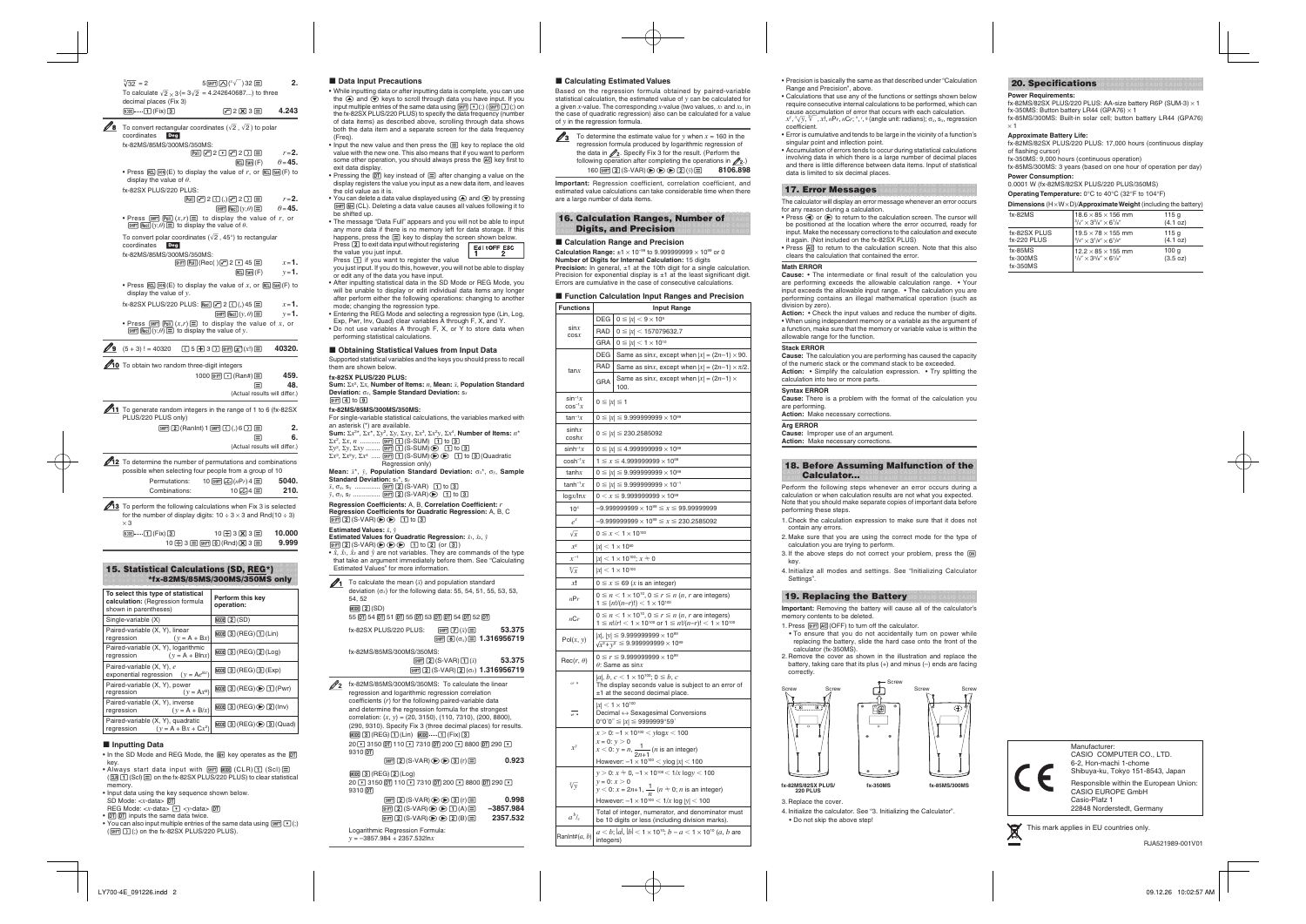$\sqrt[5]{32} = 2$ 5 SHIFT [$\sqrt[x]{\ }$] 32 = **2.**

To calculate $\sqrt{2} \times 3 (= 3\sqrt{2} = 4.242640687...)$ to three decimal places (Fix 3)

MODE ····· 1 (Fix) 3 √ 2 × 3 = **4.243**

**8** To convert rectangular coordinates ($\sqrt{2}$, $\sqrt{2}$) to polar coordinates Deg

fx-82MS/85MS/300MS/350MS:

Pol( √ 2 , √ 2 ) = $r$ = **2.**

RCL tan (F) $\theta$ = **45.**

- Press RCL ENG (E) to display the value of $r$, or RCL tan (F) to display the value of $\theta$.

fx-82SX PLUS/220 PLUS:

Pol( √ 2 SHIFT ( , ) √ 2 ) = $r$ = **2.**

SHIFT Rec( ($Y$,$\theta$) = $\theta$ = **45.**

- Press SHIFT Pol( ($x$,$r$) = to display the value of $r$, or SHIFT Rec( ($Y$,$\theta$) = to display the value of $\theta$.

To convert polar coordinates ($\sqrt{2}$, 45°) to rectangular coordinates Deg

fx-82MS/85MS/300MS/350MS:

SHIFT Pol( (Rec( ) √ 2 , 45 = $x$ = **1.**

RCL tan (F) $y$ = **1.**

- Press RCL ENG (E) to display the value of $x$, or RCL tan (F) to display the value of $y$.

fx-82SX PLUS/220 PLUS: Rec( √ 2 SHIFT ( , ) 45 = $x$ = **1.**

SHIFT Rec( ($Y$,$\theta$) = $y$ = **1.**

- Press SHIFT Pol( ($x$,$r$) = to display the value of $x$, or SHIFT Rec( ($Y$,$\theta$) = to display the value of $y$.

**9** (5 + 3) ! = 40320 ( 5 + 3 ) SHIFT $x^{-1}$ ($x$!) = **40320.**

**10** To obtain two random three-digit integers

1000 SHIFT • (Ran#) = **459.**

= **48.**

(Actual results will differ.)

**11** To generate random integers in the range of 1 to 6 (fx-82SX PLUS/220 PLUS only)

SHIFT 2 (RanInt) 1 SHIFT ( ( , ) 6 ) = **2.**

= **6.**

(Actual results will differ.)

**12** To determine the number of permutations and combinations possible when selecting four people from a group of 10

Permutations: 10 SHIFT nCr ($n$P$r$) 4 = **5040.**

Combinations: 10 nCr 4 = **210.**

**13** To perform the following calculations when Fix 3 is selected for the number of display digits: $10 \div 3 \times 3$ and Rnd($10 \div 3$) $\times 3$

MODE ····· 1 (Fix) 3 10 ÷ 3 × 3 = **10.000**

10 ÷ 3 = SHIFT 0 (Rnd) × 3 = **9.999**

## 15. Statistical Calculations (SD, REG*)

***fx-82MS/85MS/300MS/350MS only**

| To select this type of statistical calculation: (Regression formula shown in parentheses) | Perform this key operation: |
|---|---|
| Single-variable (X) | MODE 2 (SD) |
| Paired-variable (X, Y), linear regression ($y$ = A + B$x$) | MODE 3 (REG) 1 (Lin) |
| Paired-variable (X, Y), logarithmic regression ($y$ = A + Bln$x$) | MODE 3 (REG) 2 (Log) |
| Paired-variable (X, Y), $e$ exponential regression ($y$ = A$e^{Bx}$) | MODE 3 (REG) 3 (Exp) |
| Paired-variable (X, Y), power regression ($y$ = A$x^B$) | MODE 3 (REG) ▶ 1 (Pwr) |
| Paired-variable (X, Y), inverse regression ($y$ = A + B/$x$) | MODE 3 (REG) ▶ 2 (Inv) |
| Paired-variable (X, Y), quadratic regression ($y$ = A + B$x$ + C$x^2$) | MODE 3 (REG) ▶ 3 (Quad) |

### ■ Inputting Data

- In the SD Mode and REG Mode, the M+ key operates as the DT key.
- Always start data input with SHIFT MODE (CLR) 1 (Scl) = (SHIFT 1 (Scl) = on the fx-82SX PLUS/220 PLUS) to clear statistical memory.
- Input data using the key sequence shown below.
  SD Mode: <$x$-data> DT
  REG Mode: <$x$-data> , <$y$-data> DT
- DT DT inputs the same data twice.
- You can also input multiple entries of the same data using SHIFT , (;) (SHIFT 1 (;) on the fx-82SX PLUS/220 PLUS).

### ■ Data Input Precautions

- While inputting data or after inputting data is complete, you can use the ▲ and ▼ keys to scroll through data you have input. If you input multiple entries of the same data using SHIFT , (;) (SHIFT 1 (;) on the fx-82SX PLUS/220 PLUS) to specify the data frequency (number of data items) as described above, scrolling through data shows both the data item and a separate screen for the data frequency (Freq).
- Input the new value and then press the = key to replace the old value with the new one. This also means that if you want to perform some other operation, you should always press the AC key first to exit data display.
- Pressing the DT key instead of = after changing a value on the display registers the value you input as a new data item, and leaves the old value as it is.
- You can delete a data value displayed using ▲ and ▼ by pressing SHIFT DT (CL). Deleting a data value causes all values following it to be shifted up.
- The message "Data Full" appears and you will not be able to input any more data if there is no memory left for data storage. If this happens, press the = key to display the screen shown below.
  Press 2 to exit data input without registering the value you just input.
  Press 1 if you want to register the value you just input. If you do this, however, you will not be able to display or edit any of the data you have input.

  `EditOFF ESC`
  `1       2`

- After inputting statistical data in the SD Mode or REG Mode, you will be unable to display or edit individual data items any longer after perform either the following operations: changing to another mode; changing the regression type.
- Entering the REG Mode and selecting a regression type (Lin, Log, Exp, Pwr, Inv, Quad) clear variables A through F, X, and Y.
- Do not use variables A through F, X, or Y to store data when performing statistical calculations.

### ■ Obtaining Statistical Values from Input Data

Supported statistical values and the keys you should press to recall them are shown below.

**fx-82SX PLUS/220 PLUS:**

**Sum:** $\Sigma x^2$, $\Sigma x$, **Number of Items:** $n$, **Mean:** $\bar{x}$, **Population Standard Deviation:** $\sigma_x$, **Sample Standard Deviation:** $s_x$

SHIFT 4 to 9

**fx-82MS/85MS/300MS/350MS:**

For single-variable statistical calculations, the variables marked with an asterisk (*) are available.

**Sum:** $\Sigma x^2$*, $\Sigma x$*, $\Sigma y^2$, $\Sigma y$, $\Sigma xy$, $\Sigma x^3$, $\Sigma x^2y$, $\Sigma x^4$, **Number of Items:** $n$*

$\Sigma x^2$, $\Sigma x$, $n$ ............ SHIFT 1 (S-SUM) 1 to 3

$\Sigma y^2$, $\Sigma y$, $\Sigma xy$ ........ SHIFT 1 (S-SUM) ▶ 1 to 3

$\Sigma x^3$, $\Sigma x^2y$, $\Sigma x^4$ ..... SHIFT 1 (S-SUM) ▶ ▶ 1 to 3 (Quadratic Regression only)

**Mean:** $\bar{x}$*, $\bar{y}$, **Population Standard Deviation:** $\sigma_x$*, $\sigma_y$, **Sample Standard Deviation:** $s_x$*, $s_y$

$\bar{x}$, $\sigma_x$, $s_x$ .............. SHIFT 2 (S-VAR) 1 to 3

$\bar{y}$, $\sigma_y$, $s_y$ .............. SHIFT 2 (S-VAR) ▶ 1 to 3

**Regression Coefficients:** A, B, **Correlation Coefficient:** $r$

**Regression Coefficients for Quadratic Regression:** A, B, C

SHIFT 2 (S-VAR) ▶ ▶ 1 to 3

**Estimated Values:** $\hat{x}$, $\hat{y}$

**Estimated Values for Quadratic Regression:** $\hat{x}_1$, $\hat{x}_2$, $\hat{y}$

SHIFT 2 (S-VAR) ▶ ▶ ▶ 1 to 2 (or 3)

- $\hat{x}$, $\hat{x}_1$, $\hat{x}_2$ and $\hat{y}$ are not variables. They are commands of the type that take an argument immediately before them. See "Calculating Estimated Values" for more information.

**1** To calculate the mean ($\bar{x}$) and population standard deviation ($\sigma_x$) for the following data: 55, 54, 51, 55, 53, 53, 54, 52

MODE 2 (SD)

55 DT 54 DT 51 DT 55 DT 53 DT DT 54 DT 52 DT

fx-82SX PLUS/220 PLUS: SHIFT 7 ($\bar{x}$) = **53.375**

SHIFT 8 ($\sigma_x$) = **1.316956719**

fx-82MS/85MS/300MS/350MS:

SHIFT 2 (S-VAR) 1 ($\bar{x}$) = **53.375**

SHIFT 2 (S-VAR) 2 ($\sigma_x$) = **1.316956719**

**2** fx-82MS/85MS/300MS/350MS: To calculate the linear regression and logarithmic regression correlation coefficients ($r$) for the following paired-variable data and determine the regression formula for the strongest correlation: ($x$, $y$) = (20, 3150), (110, 7310), (200, 8800), (290, 9310). Specify Fix 3 (three decimal places) for results.

MODE 3 (REG) 1 (Lin) MODE ····· 1 (Fix) 3

20 , 3150 DT 110 , 7310 DT 200 , 8800 DT 290 , 9310 DT

SHIFT 2 (S-VAR) ▶ ▶ 3 ($r$) = **0.923**

MODE 3 (REG) 2 (Log)

20 , 3150 DT 110 , 7310 DT 200 , 8800 DT 290 , 9310 DT

SHIFT 2 (S-VAR) ▶ ▶ 3 ($r$) = **0.998**

SHIFT 2 (S-VAR) ▶ ▶ 1 (A) = **−3857.984**

SHIFT 2 (S-VAR) ▶ ▶ 2 (B) = **2357.532**

Logarithmic Regression Formula:
$y$ = −3857.984 + 2357.532ln$x$

### ■ Calculating Estimated Values

Based on the regression formula obtained by paired-variable statistical calculation, the estimated value of $y$ can be calculated for a given $x$-value. The corresponding $x$-value (two values, $x_1$ and $x_2$, in the case of quadratic regression) also can be calculated for a value of $y$ in the regression formula.

**3** To determine the estimate value for $y$ when $x$ = 160 in the regression formula produced by logarithmic regression of the data in **2**. Specify Fix 3 for the result. (Perform the following operation after completing the operations in **2**.)

160 SHIFT 2 (S-VAR) ▶ ▶ ▶ 2 ($\hat{y}$) = **8106.898**

**Important:** Regression coefficient, correlation coefficient, and estimated value calculations can take considerable time when there are a large number of data items.

## 16. Calculation Ranges, Number of Digits, and Precision

### ■ Calculation Range and Precision

**Calculation Range:** $\pm 1 \times 10^{-99}$ to $9.999999999 \times 10^{99}$ or 0

**Number of Digits for Internal Calculation:** 15 digits

**Precision:** In general, ±1 at the 10th digit for a single calculation. Precision for exponential display is ±1 at the least significant digit. Errors are cumulative in the case of consecutive calculations.

### ■ Function Calculation Input Ranges and Precision

| Functions | | Input Range |
|---|---|---|
| sin$x$ cos$x$ | DEG | $0 \leqq \|x\| < 9 \times 10^9$ |
| | RAD | $0 \leqq \|x\| < 157079632.7$ |
| | GRA | $0 \leqq \|x\| < 1 \times 10^{10}$ |
| tan$x$ | DEG | Same as sin$x$, except when $\|x\| = (2n-1) \times 90$. |
| | RAD | Same as sin$x$, except when $\|x\| = (2n-1) \times \pi/2$. |
| | GRA | Same as sin$x$, except when $\|x\| = (2n-1) \times 100$. |
| $\sin^{-1}x$ $\cos^{-1}x$ | | $0 \leqq \|x\| \leqq 1$ |
| $\tan^{-1}x$ | | $0 \leqq \|x\| \leqq 9.999999999 \times 10^{99}$ |
| sinh$x$ cosh$x$ | | $0 \leqq \|x\| \leqq 230.2585092$ |
| $\sinh^{-1}x$ | | $0 \leqq \|x\| \leqq 4.999999999 \times 10^{99}$ |
| $\cosh^{-1}x$ | | $1 \leqq x \leqq 4.999999999 \times 10^{99}$ |
| tanh$x$ | | $0 \leqq \|x\| \leqq 9.999999999 \times 10^{99}$ |
| $\tanh^{-1}x$ | | $0 \leqq \|x\| \leqq 9.999999999 \times 10^{-1}$ |
| log$x$/ln$x$ | | $0 < x \leqq 9.999999999 \times 10^{99}$ |
| $10^x$ | | $-9.999999999 \times 10^{99} \leqq x \leqq 99.99999999$ |
| $e^x$ | | $-9.999999999 \times 10^{99} \leqq x \leqq 230.2585092$ |
| $\sqrt{x}$ | | $0 \leqq x < 1 \times 10^{100}$ |
| $x^2$ | | $\|x\| < 1 \times 10^{50}$ |
| $x^{-1}$ | | $\|x\| < 1 \times 10^{100}$; $x \neq 0$ |
| $\sqrt[3]{x}$ | | $\|x\| < 1 \times 10^{100}$ |
| $x$! | | $0 \leqq x \leqq 69$ ($x$ is an integer) |
| $n$P$r$ | | $0 \leqq n < 1 \times 10^{10}$, $0 \leqq r \leqq n$ ($n$, $r$ are integers) $1 \leqq \{n!/(n-r)!\} < 1 \times 10^{100}$ |
| $n$C$r$ | | $0 \leqq n < 1 \times 10^{10}$, $0 \leqq r \leqq n$ ($n$, $r$ are integers) $1 \leqq n!/r! < 1 \times 10^{100}$ or $1 \leqq n!/(n-r)! < 1 \times 10^{100}$ |
| Pol($x$, $y$) | | $\|x\|, \|y\| \leqq 9.999999999 \times 10^{49}$ $\sqrt{x^2+y^2} \leqq 9.999999999 \times 10^{99}$ |
| Rec($r$, $\theta$) | | $0 \leqq r \leqq 9.999999999 \times 10^{99}$ $\theta$: Same as sin$x$ |
| ° ' " | | $\|a\|, b, c < 1 \times 10^{100}$; $0 \leqq b, c$ The display seconds value is subject to an error of ±1 at the second decimal place. |
| ←° ' " | | $\|x\| < 1 \times 10^{100}$ Decimal ↔ Sexagesimal Conversions 0°0´0˝ ≦ $\|x\|$ ≦ 9999999°59´ |
| $x^y$ | | $x > 0$: $-1 \times 10^{100} < y\log x < 100$ $x = 0$: $y > 0$ $x < 0$: $y = n$, $\frac{1}{2n+1}$ ($n$ is an integer) However: $-1 \times 10^{100} < y\log\|x\| < 100$ |
| $\sqrt[x]{y}$ | | $y > 0$: $x \neq 0$, $-1 \times 10^{100} < 1/x \log y < 100$ $y = 0$: $x > 0$ $y < 0$: $x = 2n+1$, $\frac{1}{n}$ ($n \neq 0$; $n$ is an integer) However: $-1 \times 10^{100} < 1/x \log\|y\| < 100$ |
| $a^b/_c$ | | Total of integer, numerator, and denominator must be 10 digits or less (including division marks). |
| RanInt#($a$, $b$) | | $a < b$; $\|a\|, \|b\| < 1 \times 10^{10}$; $b - a < 1 \times 10^{10}$ ($a$, $b$ are integers) |

- Precision is basically the same as that described under "Calculation Range and Precision", above.
- Calculations that use any of the functions or settings shown below require consecutive internal calculations to be performed, which can cause accumulation of error that occurs with each calculation. $x^y$, $\sqrt[x]{y}$, $\sqrt[3]{\ }$, $x$!, $n$P$r$, $n$C$r$; °, ', " (angle unit: radians); $\sigma_x$, $s_x$, regression coefficient.
- Error is cumulative and tends to be large in the vicinity of a function's singular point and inflection point.
- Accumulation of errors tends to occur during statistical calculations involving data in which there is a large number of decimal places and there is little difference between data items. Input of statistical data is limited to six decimal places.

## 17. Error Messages

The calculator will display an error message whenever an error occurs for any reason during a calculation.

- Press ◀ or ▶ to return to the calculation screen. The cursor will be positioned at the location where the error occurred, ready for input. Make the necessary corrections to the calculation and execute it again. (Not included on the fx-82SX PLUS)
- Press AC to return to the calculation screen. Note that this also clears the calculation that contained the error.

**Math ERROR**

**Cause:** • The intermediate or final result of the calculation you are performing exceeds the allowable calculation range. • Your input exceeds the allowable input range. • The calculation you are performing contains an illegal mathematical operation (such as division by zero).

**Action:** • Check the input values and reduce the number of digits. • When using independent memory or a variable as the argument of a function, make sure that the memory or variable value is within the allowable range for the function.

**Stack ERROR**

**Cause:** The calculation you are performing has caused the capacity of the numeric stack or the command stack to be exceeded.

**Action:** • Simplify the calculation expression. • Try splitting the calculation into two or more parts.

**Syntax ERROR**

**Cause:** There is a problem with the format of the calculation you are performing.

**Action:** Make necessary corrections.

**Arg ERROR**

**Cause:** Improper use of an argument.

**Action:** Make necessary corrections.

## 18. Before Assuming Malfunction of the Calculator...

Perform the following steps whenever an error occurs during a calculation or when calculation results are not what you expected. Note that you should make separate copies of important data before performing these steps.

1. Check the calculation expression to make sure that it does not contain any errors.
2. Make sure that you are using the correct mode for the type of calculation you are trying to perform.
3. If the above steps do not correct your problem, press the ON key.
4. Initialize all modes and settings. See "Initializing Calculator Settings".

## 19. Replacing the Battery

**Important:** Removing the battery will cause all of the calculator's memory contents to be deleted.

1. Press SHIFT AC (OFF) to turn off the calculator.
   - To ensure that you do not accidentally turn on power while replacing the battery, slide the hard case onto the front of the calculator (fx-350MS).
2. Remove the cover as shown in the illustration and replace the battery, taking care that its plus (+) and minus (−) ends are facing correctly.

Screw Screw Screw Screw Screw

fx-82MS/82SX PLUS/220 PLUS fx-350MS fx-85MS/300MS

3. Replace the cover.
4. Initialize the calculator. See "3. Initializing the Calculator".
   - Do not skip the above step!

## 20. Specifications

**Power Requirements:**

fx-82MS/82SX PLUS/220 PLUS: AA-size battery R6P (SUM-3) × 1
fx-350MS: Button battery LR44 (GPA76) × 1
fx-85MS/300MS: Built-in solar cell; button battery LR44 (GPA76) × 1

**Approximate Battery Life:**

fx-82MS/82SX PLUS/220 PLUS: 17,000 hours (continuous display of flashing cursor)
fx-350MS: 9,000 hours (continuous operation)
fx-85MS/300MS: 3 years (based on one hour of operation per day)

**Power Consumption:**

0.0001 W (fx-82MS/82SX PLUS/220 PLUS/350MS)

**Operating Temperature:** 0°C to 40°C (32°F to 104°F)

**Dimensions** (H × W × D)/**Approximate Weight** (including the battery)

| | | |
|---|---|---|
| fx-82MS | 18.6 × 85 × 156 mm ³/₄" × 3³/₈" × 6¹/₈" | 115 g (4.1 oz) |
| fx-82SX PLUS fx-220 PLUS | 19.5 × 78 × 155 mm ³/₄" × 3¹/₁₆" × 6¹/₈" | 115 g (4.1 oz) |
| fx-85MS fx-300MS fx-350MS | 12.2 × 85 × 155 mm ¹/₂" × 3³/₈" × 6¹/₈" | 100 g (3.5 oz) |

Manufacturer:
CASIO COMPUTER CO., LTD.
6-2, Hon-machi 1-chome
Shibuya-ku, Tokyo 151-8543, Japan

Responsible within the European Union:
CASIO EUROPE GmbH
Casio-Platz 1
22848 Norderstedt, Germany

This mark applies in EU countries only.

RJA521989-001V01